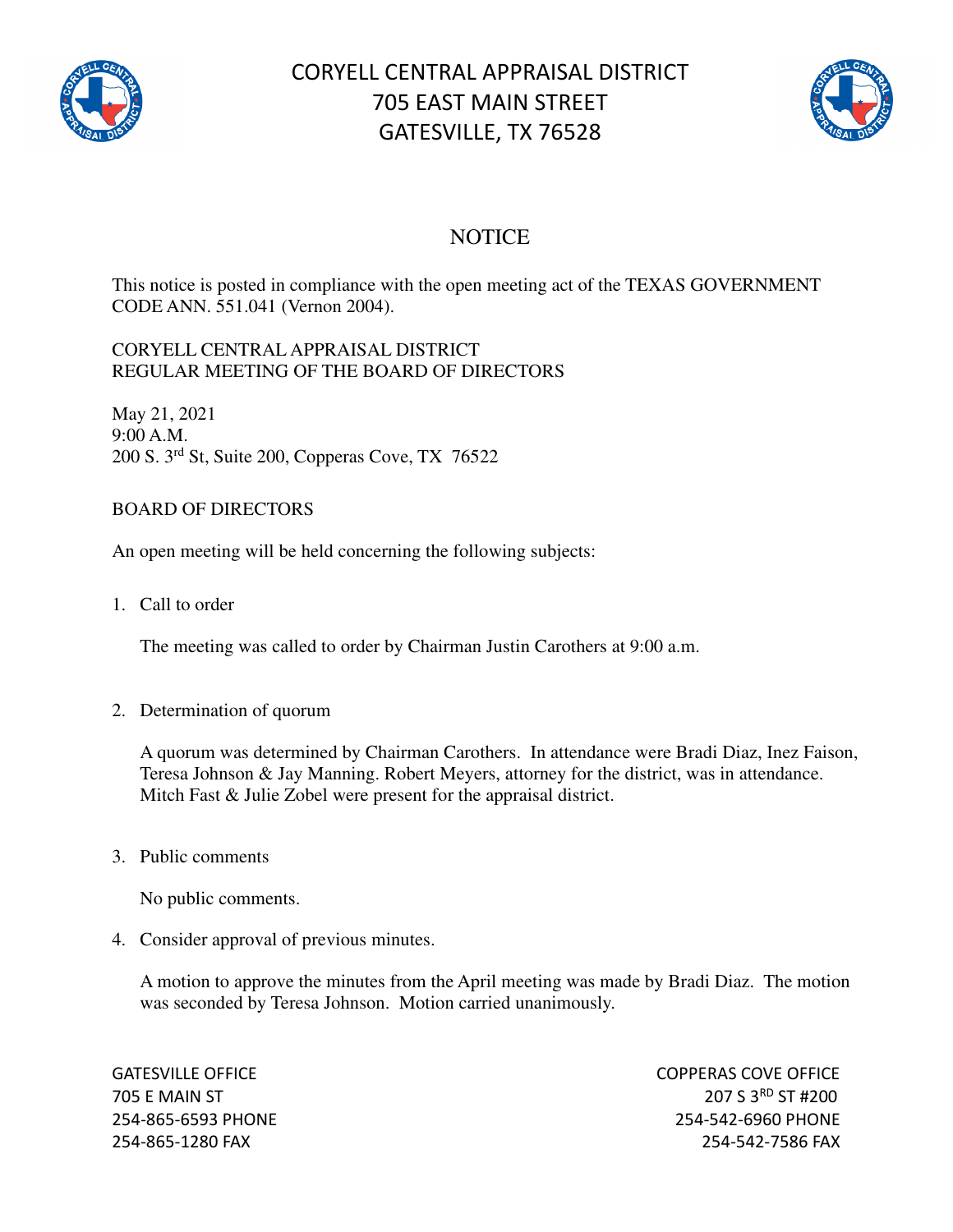# CORYELL CENTRAL APPRAISAL DISTRICT
# 705 EAST MAIN STREET
# GATESVILLE, TX 76528

## NOTICE

This notice is posted in compliance with the open meeting act of the TEXAS GOVERNMENT CODE ANN. 551.041 (Vernon 2004).

CORYELL CENTRAL APPRAISAL DISTRICT
REGULAR MEETING OF THE BOARD OF DIRECTORS

May 21, 2021
9:00 A.M.
200 S. 3rd St, Suite 200, Copperas Cove, TX 76522

BOARD OF DIRECTORS

An open meeting will be held concerning the following subjects:

1. Call to order

   The meeting was called to order by Chairman Justin Carothers at 9:00 a.m.

2. Determination of quorum

   A quorum was determined by Chairman Carothers. In attendance were Bradi Diaz, Inez Faison, Teresa Johnson & Jay Manning. Robert Meyers, attorney for the district, was in attendance. Mitch Fast & Julie Zobel were present for the appraisal district.

3. Public comments

   No public comments.

4. Consider approval of previous minutes.

   A motion to approve the minutes from the April meeting was made by Bradi Diaz. The motion was seconded by Teresa Johnson. Motion carried unanimously.

GATESVILLE OFFICE
705 E MAIN ST
254-865-6593 PHONE
254-865-1280 FAX

COPPERAS COVE OFFICE
207 S 3RD ST #200
254-542-6960 PHONE
254-542-7586 FAX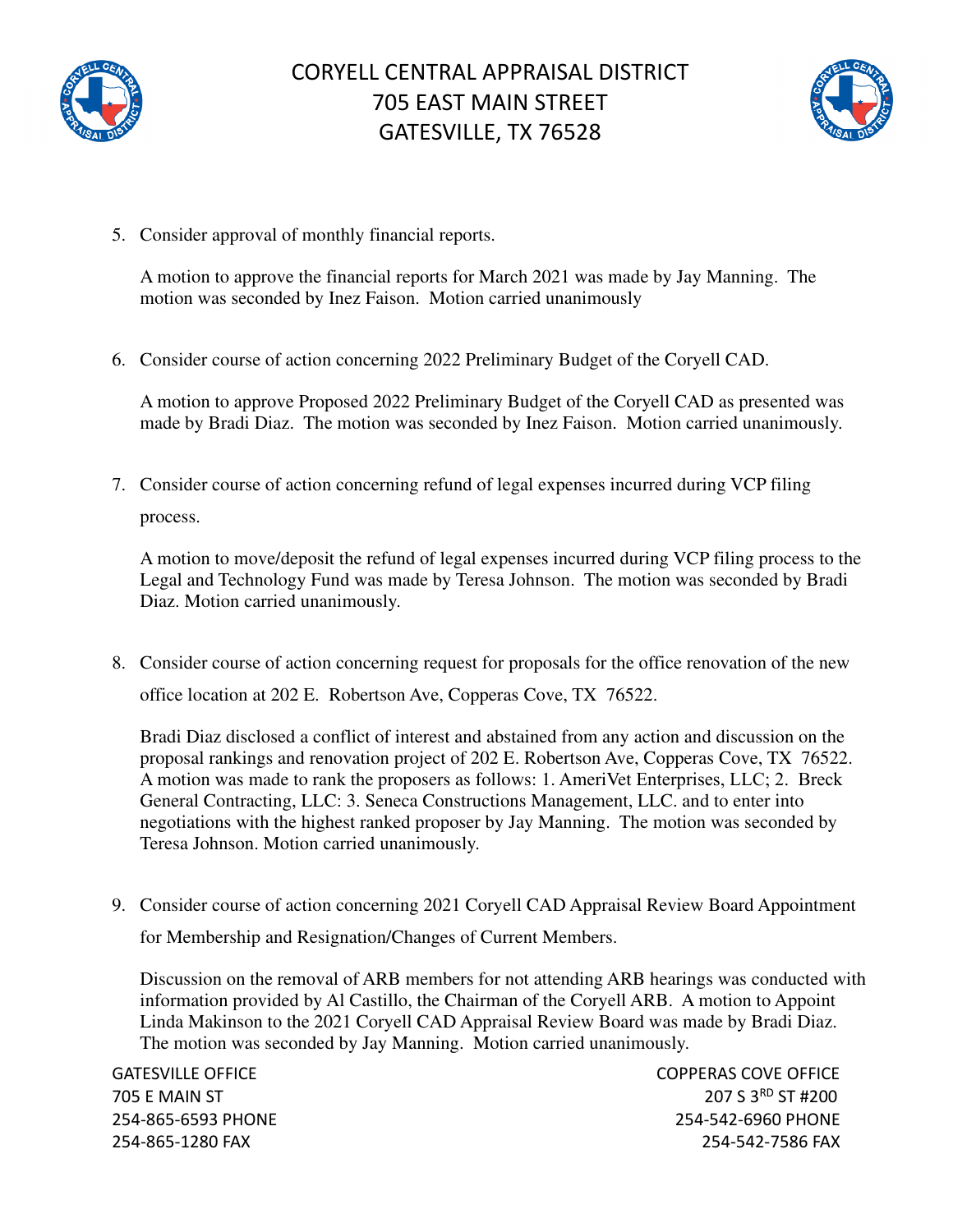5. Consider approval of monthly financial reports.

   A motion to approve the financial reports for March 2021 was made by Jay Manning. The motion was seconded by Inez Faison. Motion carried unanimously

6. Consider course of action concerning 2022 Preliminary Budget of the Coryell CAD.

   A motion to approve Proposed 2022 Preliminary Budget of the Coryell CAD as presented was made by Bradi Diaz. The motion was seconded by Inez Faison. Motion carried unanimously.

7. Consider course of action concerning refund of legal expenses incurred during VCP filing process.

   A motion to move/deposit the refund of legal expenses incurred during VCP filing process to the Legal and Technology Fund was made by Teresa Johnson. The motion was seconded by Bradi Diaz. Motion carried unanimously.

8. Consider course of action concerning request for proposals for the office renovation of the new office location at 202 E. Robertson Ave, Copperas Cove, TX 76522.

   Bradi Diaz disclosed a conflict of interest and abstained from any action and discussion on the proposal rankings and renovation project of 202 E. Robertson Ave, Copperas Cove, TX 76522. A motion was made to rank the proposers as follows: 1. AmeriVet Enterprises, LLC; 2. Breck General Contracting, LLC: 3. Seneca Constructions Management, LLC. and to enter into negotiations with the highest ranked proposer by Jay Manning. The motion was seconded by Teresa Johnson. Motion carried unanimously.

9. Consider course of action concerning 2021 Coryell CAD Appraisal Review Board Appointment for Membership and Resignation/Changes of Current Members.

   Discussion on the removal of ARB members for not attending ARB hearings was conducted with information provided by Al Castillo, the Chairman of the Coryell ARB. A motion to Appoint Linda Makinson to the 2021 Coryell CAD Appraisal Review Board was made by Bradi Diaz. The motion was seconded by Jay Manning. Motion carried unanimously.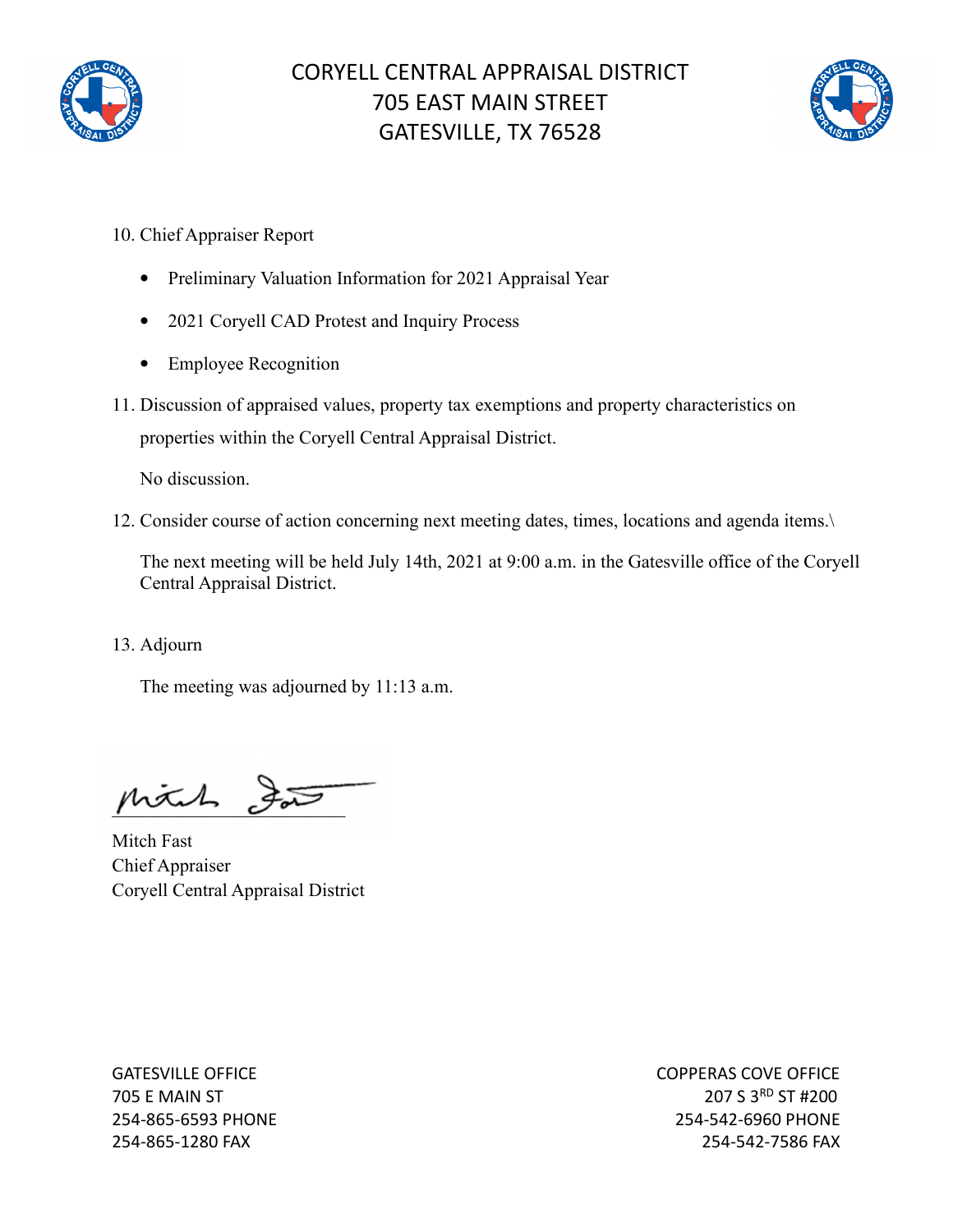# CORYELL CENTRAL APPRAISAL DISTRICT
705 EAST MAIN STREET
GATESVILLE, TX 76528

10. Chief Appraiser Report

    - Preliminary Valuation Information for 2021 Appraisal Year
    - 2021 Coryell CAD Protest and Inquiry Process
    - Employee Recognition

11. Discussion of appraised values, property tax exemptions and property characteristics on properties within the Coryell Central Appraisal District.

    No discussion.

12. Consider course of action concerning next meeting dates, times, locations and agenda items.\

    The next meeting will be held July 14th, 2021 at 9:00 a.m. in the Gatesville office of the Coryell Central Appraisal District.

13. Adjourn

    The meeting was adjourned by 11:13 a.m.

Mitch Fast
Chief Appraiser
Coryell Central Appraisal District

GATESVILLE OFFICE
705 E MAIN ST
254-865-6593 PHONE
254-865-1280 FAX

COPPERAS COVE OFFICE
207 S 3RD ST #200
254-542-6960 PHONE
254-542-7586 FAX